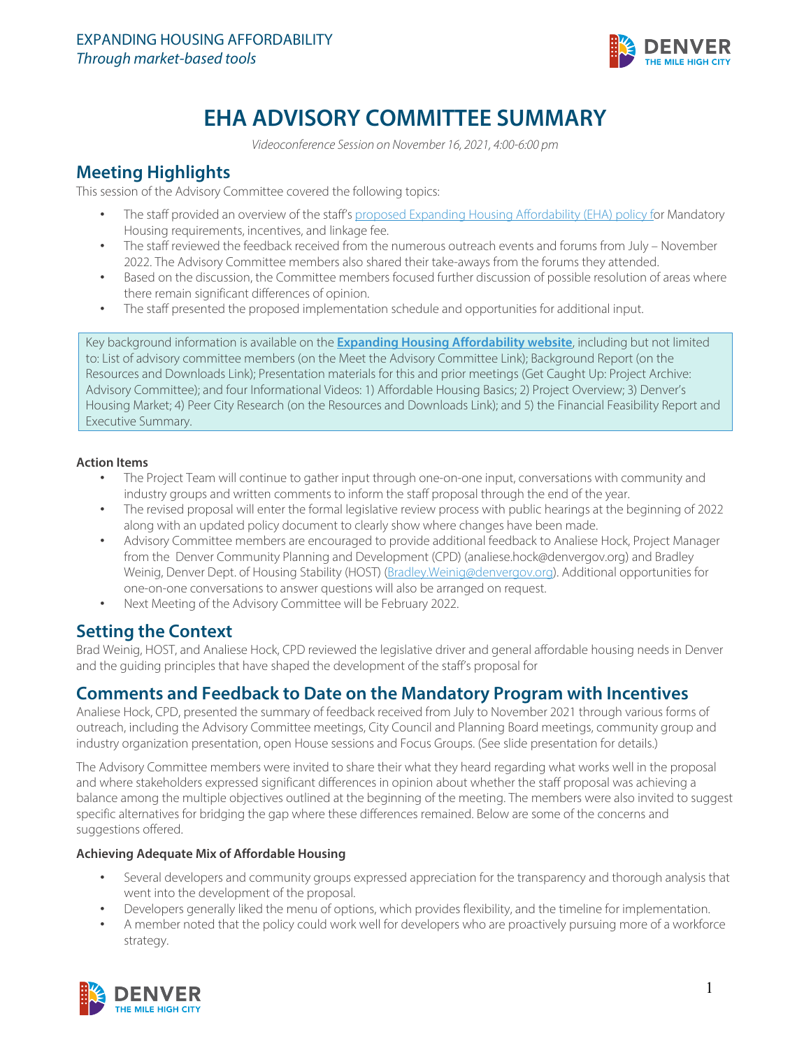EXPANDING HOUSING AFFORDABILITY
*Through market-based tools*

# EHA ADVISORY COMMITTEE SUMMARY

*Videoconference Session on November 16, 2021, 4:00-6:00 pm*

## Meeting Highlights

This session of the Advisory Committee covered the following topics:

- The staff provided an overview of the staff's proposed Expanding Housing Affordability (EHA) policy for Mandatory Housing requirements, incentives, and linkage fee.
- The staff reviewed the feedback received from the numerous outreach events and forums from July – November 2022. The Advisory Committee members also shared their take-aways from the forums they attended.
- Based on the discussion, the Committee members focused further discussion of possible resolution of areas where there remain significant differences of opinion.
- The staff presented the proposed implementation schedule and opportunities for additional input.

Key background information is available on the **Expanding Housing Affordability website**, including but not limited to: List of advisory committee members (on the Meet the Advisory Committee Link); Background Report (on the Resources and Downloads Link); Presentation materials for this and prior meetings (Get Caught Up: Project Archive: Advisory Committee); and four Informational Videos: 1) Affordable Housing Basics; 2) Project Overview; 3) Denver's Housing Market; 4) Peer City Research (on the Resources and Downloads Link); and 5) the Financial Feasibility Report and Executive Summary.

**Action Items**

- The Project Team will continue to gather input through one-on-one input, conversations with community and industry groups and written comments to inform the staff proposal through the end of the year.
- The revised proposal will enter the formal legislative review process with public hearings at the beginning of 2022 along with an updated policy document to clearly show where changes have been made.
- Advisory Committee members are encouraged to provide additional feedback to Analiese Hock, Project Manager from the Denver Community Planning and Development (CPD) (analiese.hock@denvergov.org) and Bradley Weinig, Denver Dept. of Housing Stability (HOST) (Bradley.Weinig@denvergov.org). Additional opportunities for one-on-one conversations to answer questions will also be arranged on request.
- Next Meeting of the Advisory Committee will be February 2022.

## Setting the Context

Brad Weinig, HOST, and Analiese Hock, CPD reviewed the legislative driver and general affordable housing needs in Denver and the guiding principles that have shaped the development of the staff's proposal for

## Comments and Feedback to Date on the Mandatory Program with Incentives

Analiese Hock, CPD, presented the summary of feedback received from July to November 2021 through various forms of outreach, including the Advisory Committee meetings, City Council and Planning Board meetings, community group and industry organization presentation, open House sessions and Focus Groups. (See slide presentation for details.)

The Advisory Committee members were invited to share their what they heard regarding what works well in the proposal and where stakeholders expressed significant differences in opinion about whether the staff proposal was achieving a balance among the multiple objectives outlined at the beginning of the meeting. The members were also invited to suggest specific alternatives for bridging the gap where these differences remained. Below are some of the concerns and suggestions offered.

**Achieving Adequate Mix of Affordable Housing**

- Several developers and community groups expressed appreciation for the transparency and thorough analysis that went into the development of the proposal.
- Developers generally liked the menu of options, which provides flexibility, and the timeline for implementation.
- A member noted that the policy could work well for developers who are proactively pursuing more of a workforce strategy.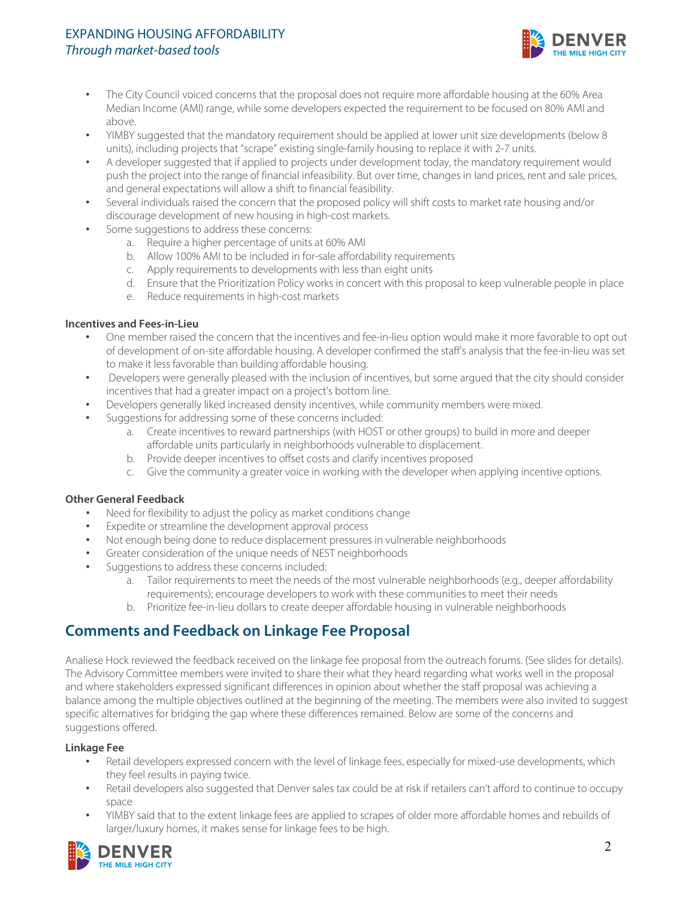- The City Council voiced concerns that the proposal does not require more affordable housing at the 60% Area Median Income (AMI) range, while some developers expected the requirement to be focused on 80% AMI and above.
- YIMBY suggested that the mandatory requirement should be applied at lower unit size developments (below 8 units), including projects that "scrape" existing single-family housing to replace it with 2-7 units.
- A developer suggested that if applied to projects under development today, the mandatory requirement would push the project into the range of financial infeasibility. But over time, changes in land prices, rent and sale prices, and general expectations will allow a shift to financial feasibility.
- Several individuals raised the concern that the proposed policy will shift costs to market rate housing and/or discourage development of new housing in high-cost markets.
- Some suggestions to address these concerns:
  a. Require a higher percentage of units at 60% AMI
  b. Allow 100% AMI to be included in for-sale affordability requirements
  c. Apply requirements to developments with less than eight units
  d. Ensure that the Prioritization Policy works in concert with this proposal to keep vulnerable people in place
  e. Reduce requirements in high-cost markets

**Incentives and Fees-in-Lieu**

- One member raised the concern that the incentives and fee-in-lieu option would make it more favorable to opt out of development of on-site affordable housing. A developer confirmed the staff's analysis that the fee-in-lieu was set to make it less favorable than building affordable housing.
- Developers were generally pleased with the inclusion of incentives, but some argued that the city should consider incentives that had a greater impact on a project's bottom line.
- Developers generally liked increased density incentives, while community members were mixed.
- Suggestions for addressing some of these concerns included:
  a. Create incentives to reward partnerships (with HOST or other groups) to build in more and deeper affordable units particularly in neighborhoods vulnerable to displacement.
  b. Provide deeper incentives to offset costs and clarify incentives proposed
  c. Give the community a greater voice in working with the developer when applying incentive options.

**Other General Feedback**

- Need for flexibility to adjust the policy as market conditions change
- Expedite or streamline the development approval process
- Not enough being done to reduce displacement pressures in vulnerable neighborhoods
- Greater consideration of the unique needs of NEST neighborhoods
- Suggestions to address these concerns included:
  a. Tailor requirements to meet the needs of the most vulnerable neighborhoods (e.g., deeper affordability requirements); encourage developers to work with these communities to meet their needs
  b. Prioritize fee-in-lieu dollars to create deeper affordable housing in vulnerable neighborhoods

## Comments and Feedback on Linkage Fee Proposal

Analiese Hock reviewed the feedback received on the linkage fee proposal from the outreach forums. (See slides for details). The Advisory Committee members were invited to share their what they heard regarding what works well in the proposal and where stakeholders expressed significant differences in opinion about whether the staff proposal was achieving a balance among the multiple objectives outlined at the beginning of the meeting. The members were also invited to suggest specific alternatives for bridging the gap where these differences remained. Below are some of the concerns and suggestions offered.

**Linkage Fee**

- Retail developers expressed concern with the level of linkage fees, especially for mixed-use developments, which they feel results in paying twice.
- Retail developers also suggested that Denver sales tax could be at risk if retailers can't afford to continue to occupy space
- YIMBY said that to the extent linkage fees are applied to scrapes of older more affordable homes and rebuilds of larger/luxury homes, it makes sense for linkage fees to be high.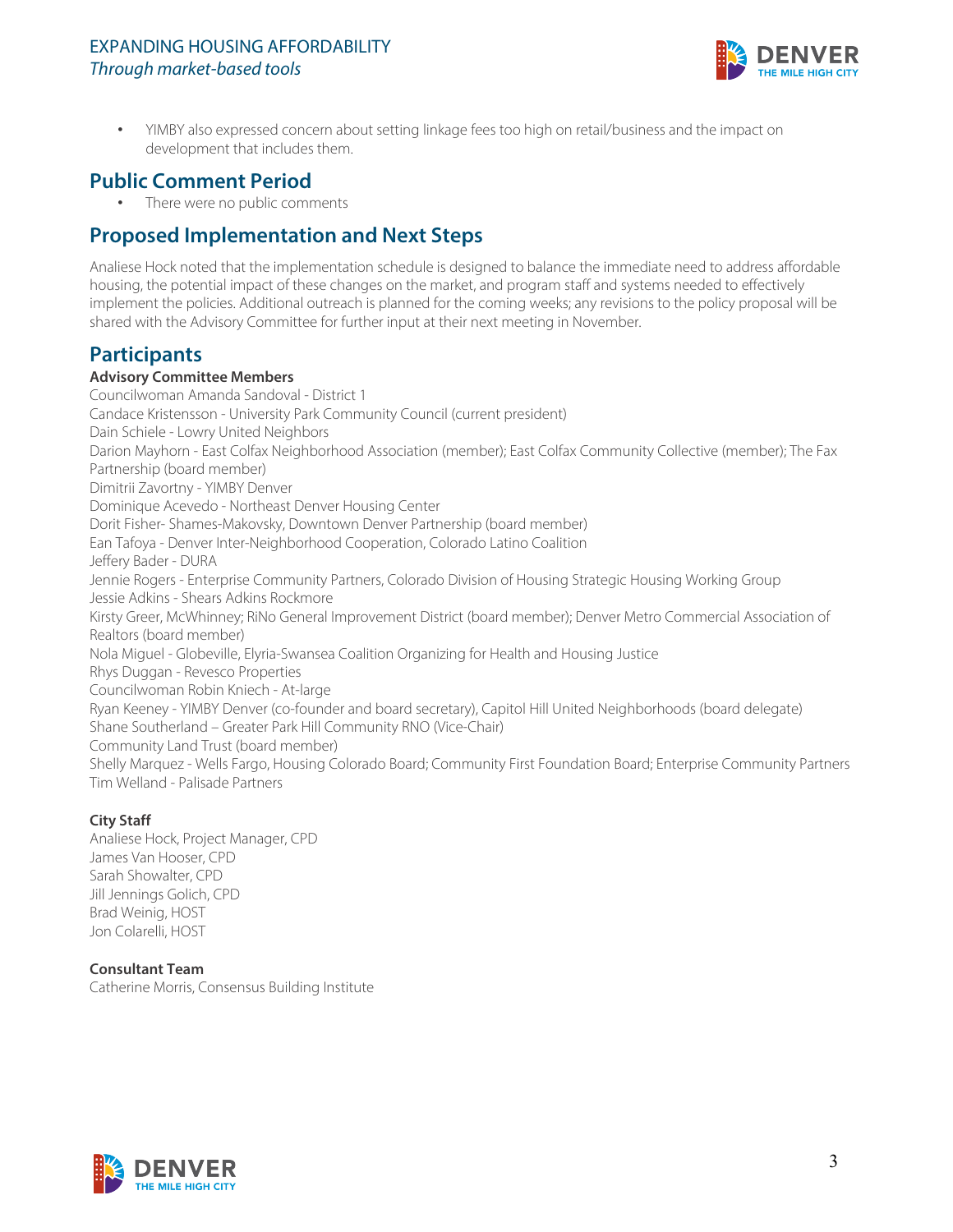- YIMBY also expressed concern about setting linkage fees too high on retail/business and the impact on development that includes them.

## Public Comment Period

- There were no public comments

## Proposed Implementation and Next Steps

Analiese Hock noted that the implementation schedule is designed to balance the immediate need to address affordable housing, the potential impact of these changes on the market, and program staff and systems needed to effectively implement the policies. Additional outreach is planned for the coming weeks; any revisions to the policy proposal will be shared with the Advisory Committee for further input at their next meeting in November.

## Participants

**Advisory Committee Members**

Councilwoman Amanda Sandoval - District 1
Candace Kristensson - University Park Community Council (current president)
Dain Schiele - Lowry United Neighbors
Darion Mayhorn - East Colfax Neighborhood Association (member); East Colfax Community Collective (member); The Fax Partnership (board member)
Dimitrii Zavortny - YIMBY Denver
Dominique Acevedo - Northeast Denver Housing Center
Dorit Fisher- Shames-Makovsky, Downtown Denver Partnership (board member)
Ean Tafoya - Denver Inter-Neighborhood Cooperation, Colorado Latino Coalition
Jeffery Bader - DURA
Jennie Rogers - Enterprise Community Partners, Colorado Division of Housing Strategic Housing Working Group
Jessie Adkins - Shears Adkins Rockmore
Kirsty Greer, McWhinney; RiNo General Improvement District (board member); Denver Metro Commercial Association of Realtors (board member)
Nola Miguel - Globeville, Elyria-Swansea Coalition Organizing for Health and Housing Justice
Rhys Duggan - Revesco Properties
Councilwoman Robin Kniech - At-large
Ryan Keeney - YIMBY Denver (co-founder and board secretary), Capitol Hill United Neighborhoods (board delegate)
Shane Southerland – Greater Park Hill Community RNO (Vice-Chair)
Community Land Trust (board member)
Shelly Marquez - Wells Fargo, Housing Colorado Board; Community First Foundation Board; Enterprise Community Partners
Tim Welland - Palisade Partners

**City Staff**

Analiese Hock, Project Manager, CPD
James Van Hooser, CPD
Sarah Showalter, CPD
Jill Jennings Golich, CPD
Brad Weinig, HOST
Jon Colarelli, HOST

**Consultant Team**

Catherine Morris, Consensus Building Institute